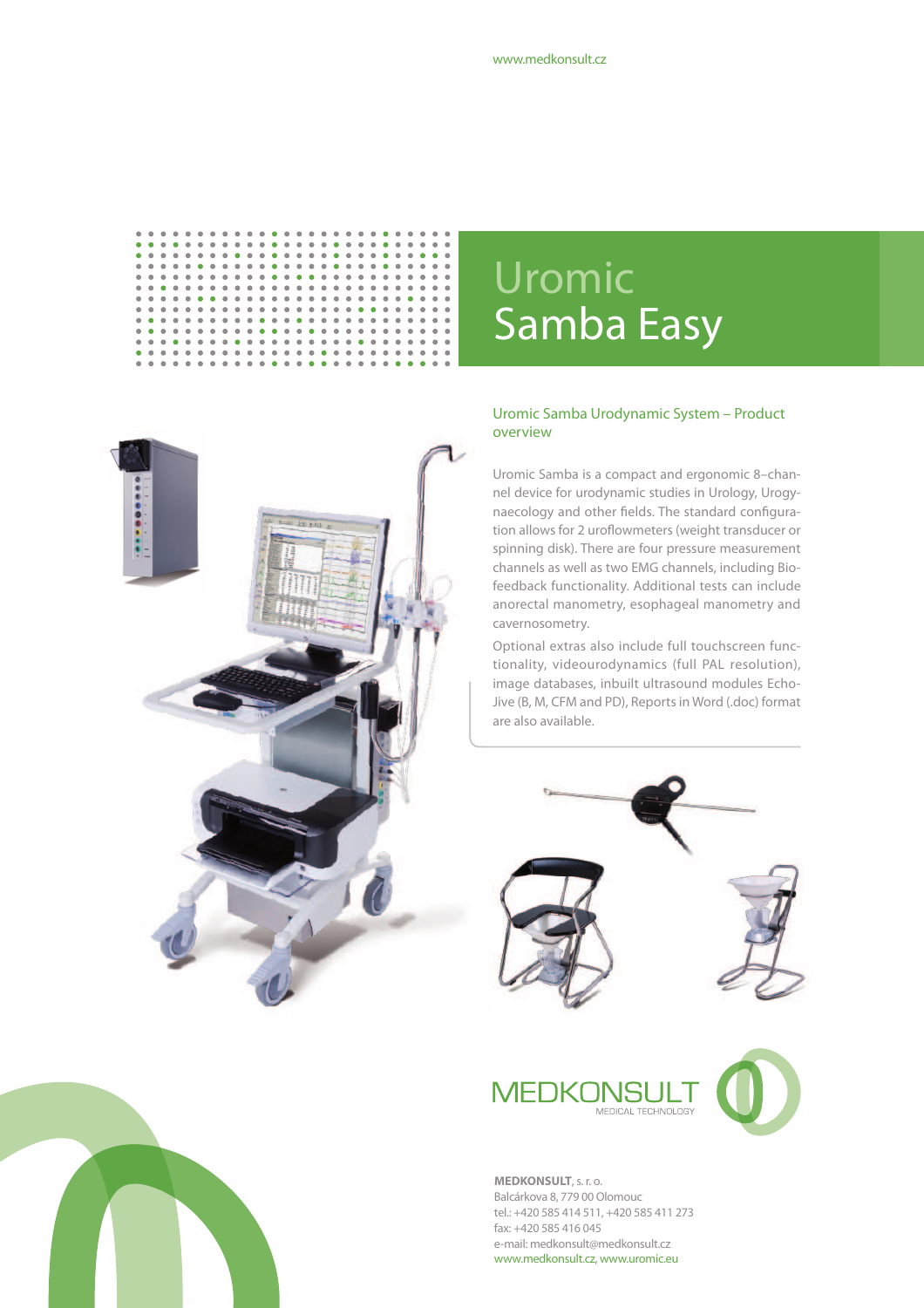www.medkonsult.cz

# Uromic
# Samba Easy

## Uromic Samba Urodynamic System – Product overview

Uromic Samba is a compact and ergonomic 8–channel device for urodynamic studies in Urology, Urogynaecology and other fields. The standard configuration allows for 2 uroflowmeters (weight transducer or spinning disk). There are four pressure measurement channels as well as two EMG channels, including Biofeedback functionality. Additional tests can include anorectal manometry, esophageal manometry and cavernosometry.

Optional extras also include full touchscreen functionality, videourodynamics (full PAL resolution), image databases, inbuilt ultrasound modules EchoJive (B, M, CFM and PD), Reports in Word (.doc) format are also available.

MEDKONSULT
MEDICAL TECHNOLOGY

**MEDKONSULT**, s. r. o.
Balcárkova 8, 779 00 Olomouc
tel.: +420 585 414 511, +420 585 411 273
fax: +420 585 416 045
e-mail: medkonsult@medkonsult.cz
www.medkonsult.cz, www.uromic.eu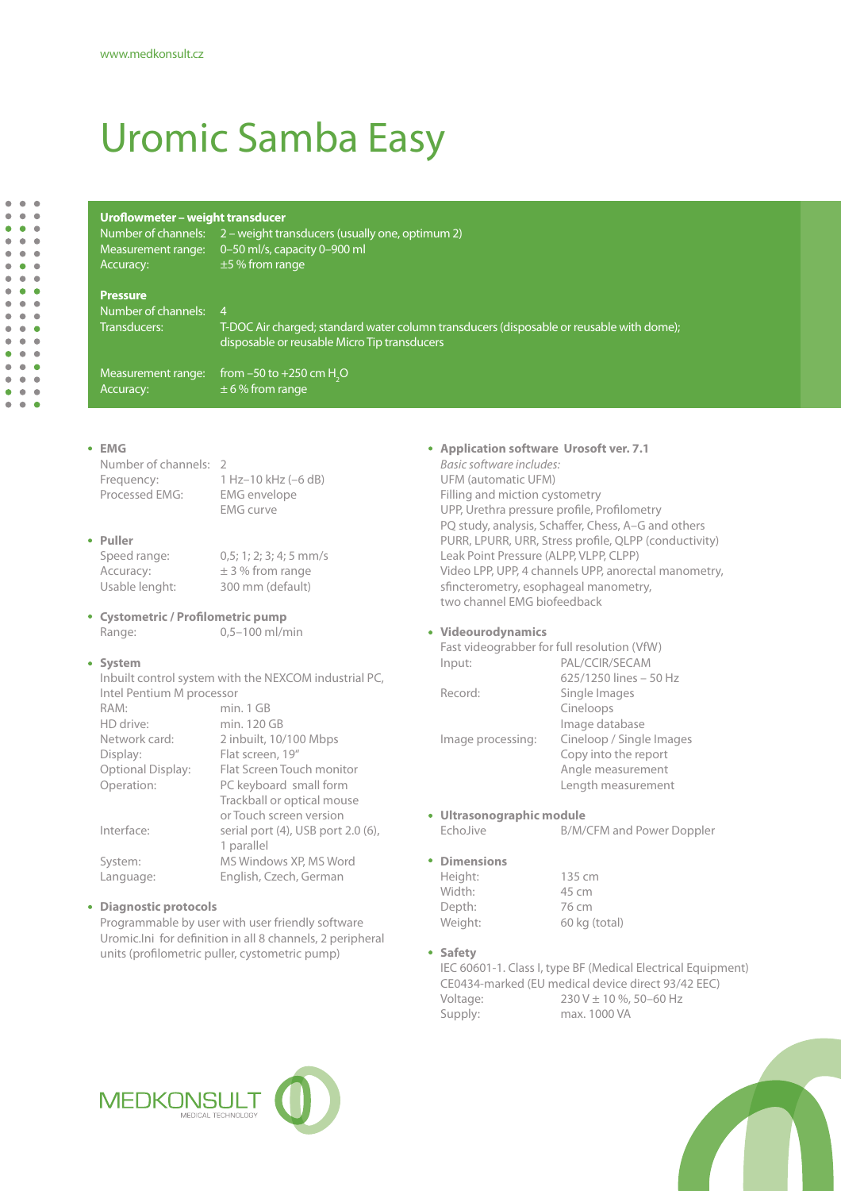# Uromic Samba Easy

**Uroflowmeter – weight transducer**

| | |
|---|---|
| Number of channels: | 2 – weight transducers (usually one, optimum 2) |
| Measurement range: | 0–50 ml/s, capacity 0–900 ml |
| Accuracy: | ±5 % from range |

**Pressure**

| | |
|---|---|
| Number of channels: | 4 |
| Transducers: | T-DOC Air charged; standard water column transducers (disposable or reusable with dome); disposable or reusable Micro Tip transducers |
| Measurement range: | from −50 to +250 cm $H_2O$ |
| Accuracy: | ± 6 % from range |

- **EMG**

| | |
|---|---|
| Number of channels: | 2 |
| Frequency: | 1 Hz–10 kHz (–6 dB) |
| Processed EMG: | EMG envelope<br>EMG curve |

- **Puller**

| | |
|---|---|
| Speed range: | 0,5; 1; 2; 3; 4; 5 mm/s |
| Accuracy: | ± 3 % from range |
| Usable lenght: | 300 mm (default) |

- **Cystometric / Profilometric pump**

| | |
|---|---|
| Range: | 0,5–100 ml/min |

- **System**

Inbuilt control system with the NEXCOM industrial PC, Intel Pentium M processor

| | |
|---|---|
| RAM: | min. 1 GB |
| HD drive: | min. 120 GB |
| Network card: | 2 inbuilt, 10/100 Mbps |
| Display: | Flat screen, 19″ |
| Optional Display: | Flat Screen Touch monitor |
| Operation: | PC keyboard small form<br>Trackball or optical mouse<br>or Touch screen version |
| Interface: | serial port (4), USB port 2.0 (6), 1 parallel |
| System: | MS Windows XP, MS Word |
| Language: | English, Czech, German |

- **Diagnostic protocols**

Programmable by user with user friendly software Uromic.Ini for definition in all 8 channels, 2 peripheral units (profilometric puller, cystometric pump)

- **Application software Urosoft ver. 7.1**

*Basic software includes:*
UFM (automatic UFM)
Filling and miction cystometry
UPP, Urethra pressure profile, Profilometry
PQ study, analysis, Schaffer, Chess, A–G and others
PURR, LPURR, URR, Stress profile, QLPP (conductivity)
Leak Point Pressure (ALPP, VLPP, CLPP)
Video LPP, UPP, 4 channels UPP, anorectal manometry, sfincterometry, esophageal manometry,
two channel EMG biofeedback

- **Videourodynamics**

Fast videograbber for full resolution (VfW)

| | |
|---|---|
| Input: | PAL/CCIR/SECAM<br>625/1250 lines – 50 Hz |
| Record: | Single Images<br>Cineloops<br>Image database |
| Image processing: | Cineloop / Single Images<br>Copy into the report<br>Angle measurement<br>Length measurement |

- **Ultrasonographic module**

| | |
|---|---|
| EchoJive | B/M/CFM and Power Doppler |

- **Dimensions**

| | |
|---|---|
| Height: | 135 cm |
| Width: | 45 cm |
| Depth: | 76 cm |
| Weight: | 60 kg (total) |

- **Safety**

IEC 60601-1. Class I, type BF (Medical Electrical Equipment)
CE0434-marked (EU medical device direct 93/42 EEC)

| | |
|---|---|
| Voltage: | 230 V ± 10 %, 50–60 Hz |
| Supply: | max. 1000 VA |

MEDKONSULT
MEDICAL TECHNOLOGY